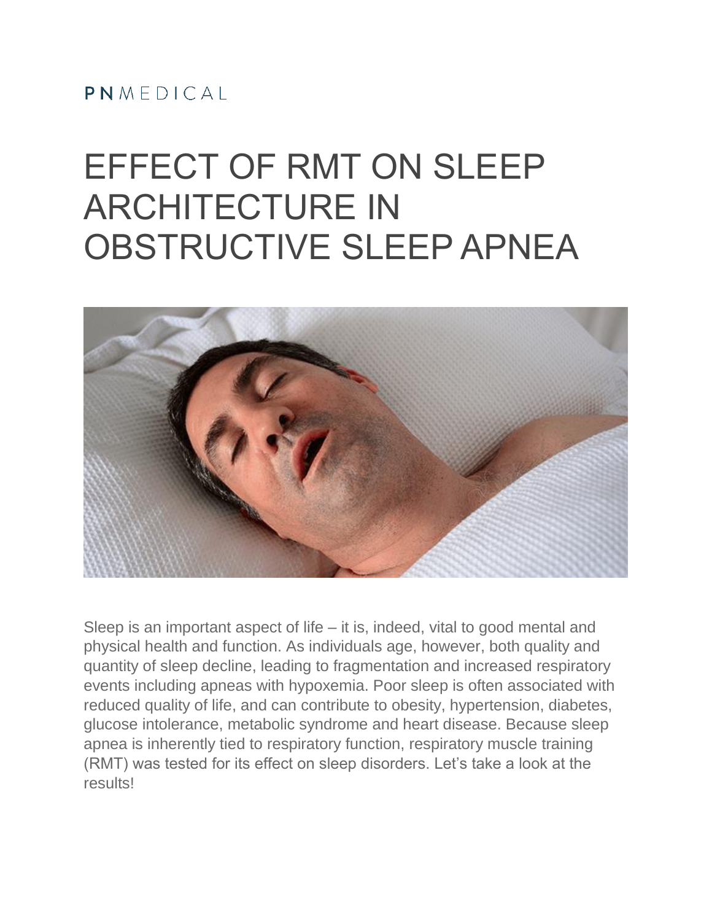PNMEDICAL

# EFFECT OF RMT ON SLEEP ARCHITECTURE IN OBSTRUCTIVE SLEEP APNEA

Sleep is an important aspect of life – it is, indeed, vital to good mental and physical health and function. As individuals age, however, both quality and quantity of sleep decline, leading to fragmentation and increased respiratory events including apneas with hypoxemia. Poor sleep is often associated with reduced quality of life, and can contribute to obesity, hypertension, diabetes, glucose intolerance, metabolic syndrome and heart disease. Because sleep apnea is inherently tied to respiratory function, respiratory muscle training (RMT) was tested for its effect on sleep disorders. Let's take a look at the results!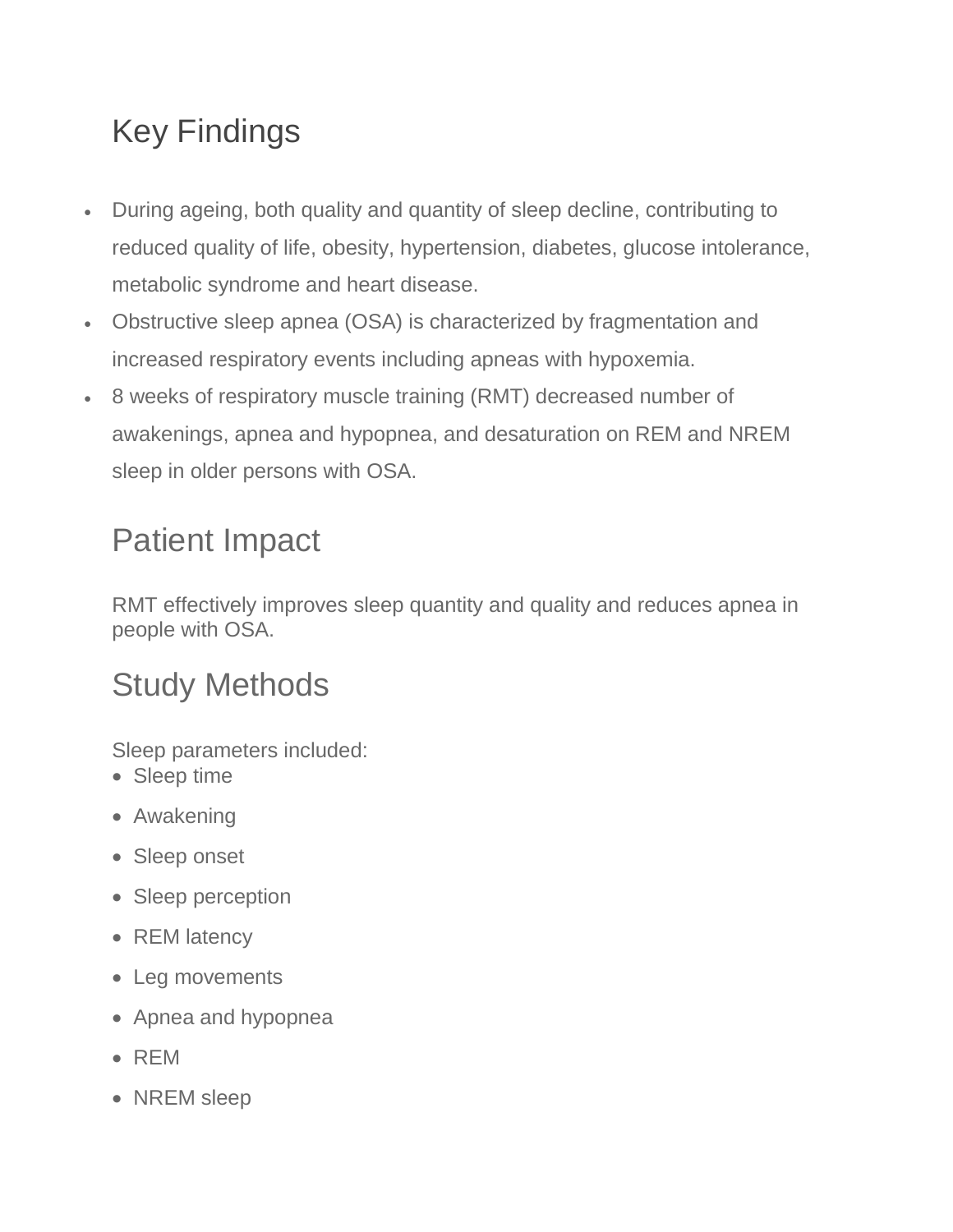## Key Findings

- During ageing, both quality and quantity of sleep decline, contributing to reduced quality of life, obesity, hypertension, diabetes, glucose intolerance, metabolic syndrome and heart disease.
- Obstructive sleep apnea (OSA) is characterized by fragmentation and increased respiratory events including apneas with hypoxemia.
- 8 weeks of respiratory muscle training (RMT) decreased number of awakenings, apnea and hypopnea, and desaturation on REM and NREM sleep in older persons with OSA.

## Patient Impact

RMT effectively improves sleep quantity and quality and reduces apnea in people with OSA.

## Study Methods

Sleep parameters included:

- Sleep time
- Awakening
- Sleep onset
- Sleep perception
- REM latency
- Leg movements
- Apnea and hypopnea
- REM
- NREM sleep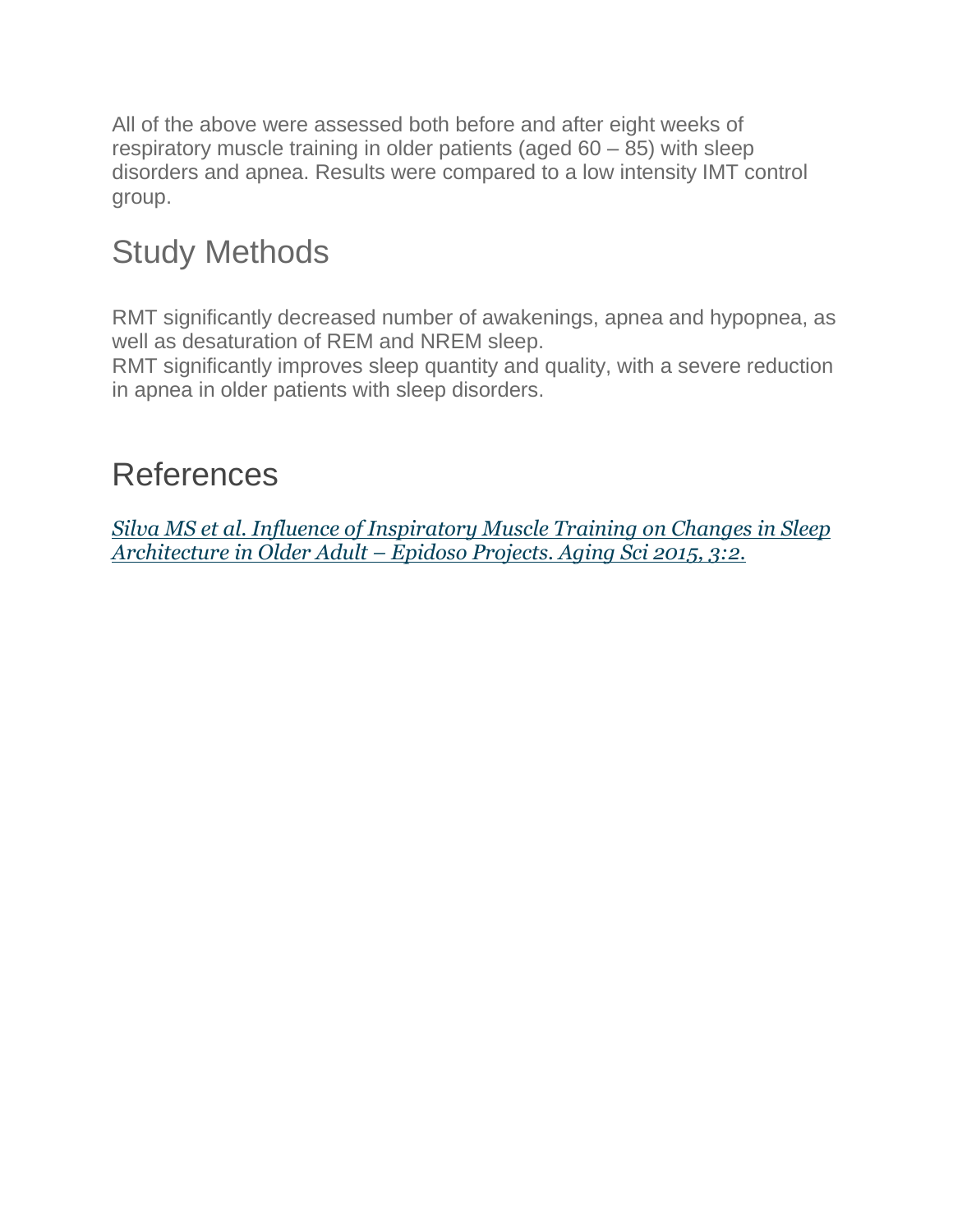All of the above were assessed both before and after eight weeks of respiratory muscle training in older patients (aged 60 – 85) with sleep disorders and apnea. Results were compared to a low intensity IMT control group.

## Study Methods

RMT significantly decreased number of awakenings, apnea and hypopnea, as well as desaturation of REM and NREM sleep.
RMT significantly improves sleep quantity and quality, with a severe reduction in apnea in older patients with sleep disorders.

## References

*Silva MS et al. Influence of Inspiratory Muscle Training on Changes in Sleep Architecture in Older Adult – Epidoso Projects. Aging Sci 2015, 3:2.*